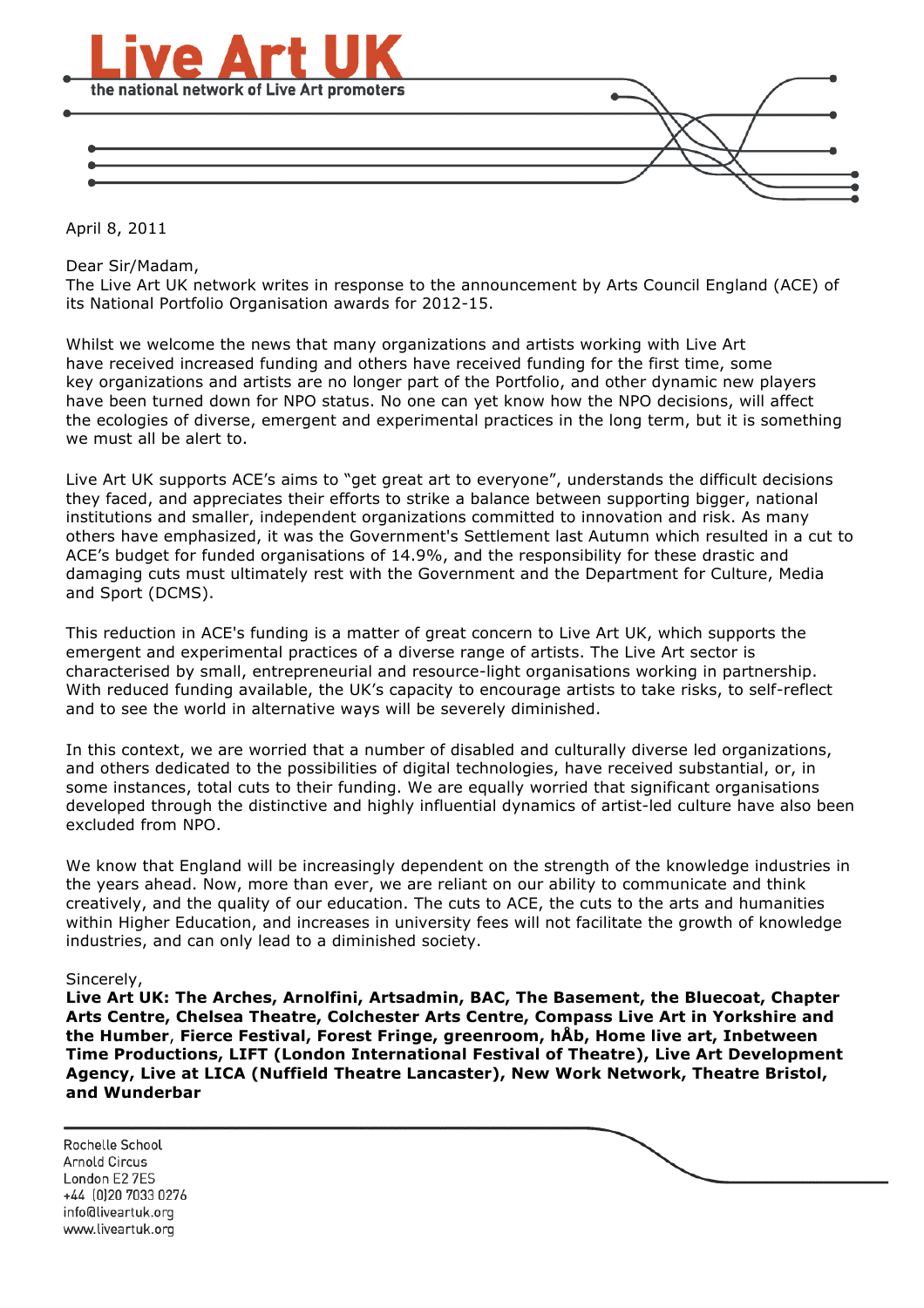# Live Art UK

the national network of Live Art promoters

April 8, 2011

Dear Sir/Madam,
The Live Art UK network writes in response to the announcement by Arts Council England (ACE) of its National Portfolio Organisation awards for 2012-15.

Whilst we welcome the news that many organizations and artists working with Live Art have received increased funding and others have received funding for the first time, some key organizations and artists are no longer part of the Portfolio, and other dynamic new players have been turned down for NPO status. No one can yet know how the NPO decisions, will affect the ecologies of diverse, emergent and experimental practices in the long term, but it is something we must all be alert to.

Live Art UK supports ACE's aims to "get great art to everyone", understands the difficult decisions they faced, and appreciates their efforts to strike a balance between supporting bigger, national institutions and smaller, independent organizations committed to innovation and risk. As many others have emphasized, it was the Government's Settlement last Autumn which resulted in a cut to ACE's budget for funded organisations of 14.9%, and the responsibility for these drastic and damaging cuts must ultimately rest with the Government and the Department for Culture, Media and Sport (DCMS).

This reduction in ACE's funding is a matter of great concern to Live Art UK, which supports the emergent and experimental practices of a diverse range of artists. The Live Art sector is characterised by small, entrepreneurial and resource-light organisations working in partnership. With reduced funding available, the UK's capacity to encourage artists to take risks, to self-reflect and to see the world in alternative ways will be severely diminished.

In this context, we are worried that a number of disabled and culturally diverse led organizations, and others dedicated to the possibilities of digital technologies, have received substantial, or, in some instances, total cuts to their funding. We are equally worried that significant organisations developed through the distinctive and highly influential dynamics of artist-led culture have also been excluded from NPO.

We know that England will be increasingly dependent on the strength of the knowledge industries in the years ahead. Now, more than ever, we are reliant on our ability to communicate and think creatively, and the quality of our education. The cuts to ACE, the cuts to the arts and humanities within Higher Education, and increases in university fees will not facilitate the growth of knowledge industries, and can only lead to a diminished society.

Sincerely,
**Live Art UK: The Arches, Arnolfini, Artsadmin, BAC, The Basement, the Bluecoat, Chapter Arts Centre, Chelsea Theatre, Colchester Arts Centre, Compass Live Art in Yorkshire and the Humber**, **Fierce Festival, Forest Fringe, greenroom, hÅb, Home live art, Inbetween Time Productions, LIFT (London International Festival of Theatre), Live Art Development Agency, Live at LICA (Nuffield Theatre Lancaster), New Work Network, Theatre Bristol, and Wunderbar**

Rochelle School
Arnold Circus
London E2 7ES
+44 (0)20 7033 0276
info@liveartuk.org
www.liveartuk.org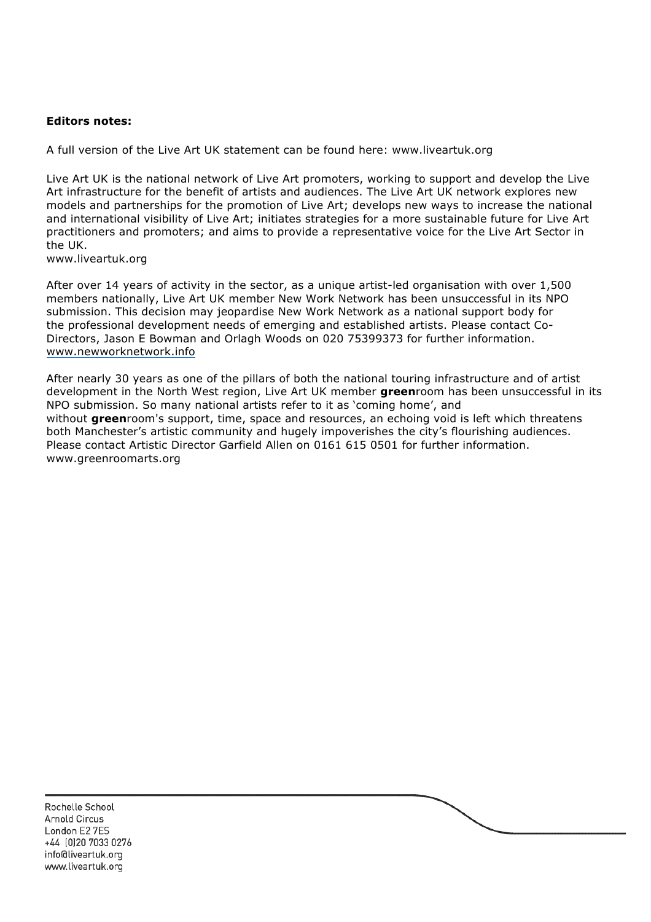**Editors notes:**

A full version of the Live Art UK statement can be found here: www.liveartuk.org

Live Art UK is the national network of Live Art promoters, working to support and develop the Live Art infrastructure for the benefit of artists and audiences. The Live Art UK network explores new models and partnerships for the promotion of Live Art; develops new ways to increase the national and international visibility of Live Art; initiates strategies for a more sustainable future for Live Art practitioners and promoters; and aims to provide a representative voice for the Live Art Sector in the UK.
www.liveartuk.org

After over 14 years of activity in the sector, as a unique artist-led organisation with over 1,500 members nationally, Live Art UK member New Work Network has been unsuccessful in its NPO submission. This decision may jeopardise New Work Network as a national support body for the professional development needs of emerging and established artists. Please contact Co-Directors, Jason E Bowman and Orlagh Woods on 020 75399373 for further information.
www.newworknetwork.info

After nearly 30 years as one of the pillars of both the national touring infrastructure and of artist development in the North West region, Live Art UK member **green**room has been unsuccessful in its NPO submission. So many national artists refer to it as 'coming home', and without **green**room's support, time, space and resources, an echoing void is left which threatens both Manchester's artistic community and hugely impoverishes the city's flourishing audiences. Please contact Artistic Director Garfield Allen on 0161 615 0501 for further information.
www.greenroomarts.org

Rochelle School
Arnold Circus
London E2 7ES
+44 (0)20 7033 0276
info@liveartuk.org
www.liveartuk.org